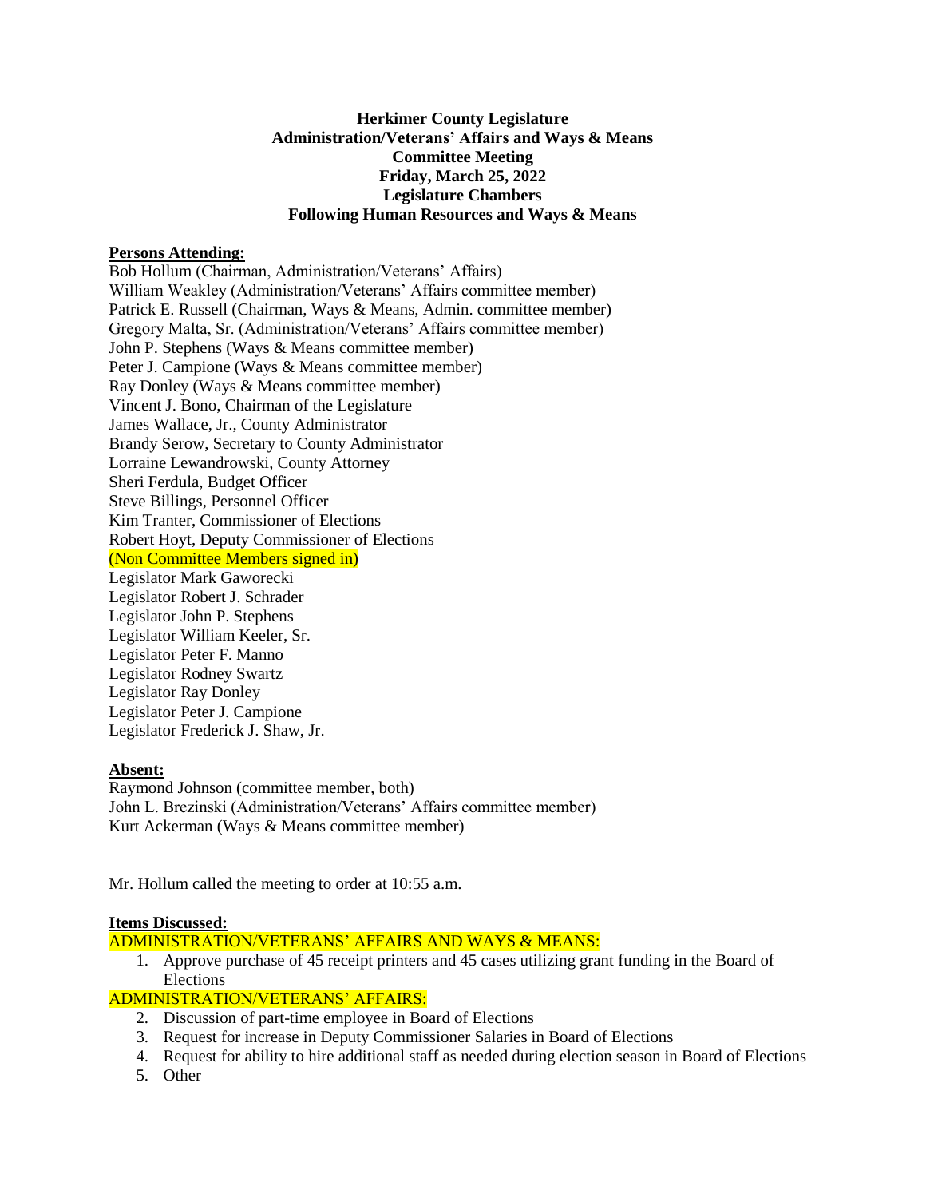**Herkimer County Legislature**
**Administration/Veterans' Affairs and Ways & Means**
**Committee Meeting**
**Friday, March 25, 2022**
**Legislature Chambers**
**Following Human Resources and Ways & Means**

**Persons Attending:**

Bob Hollum (Chairman, Administration/Veterans' Affairs)
William Weakley (Administration/Veterans' Affairs committee member)
Patrick E. Russell (Chairman, Ways & Means, Admin. committee member)
Gregory Malta, Sr. (Administration/Veterans' Affairs committee member)
John P. Stephens (Ways & Means committee member)
Peter J. Campione (Ways & Means committee member)
Ray Donley (Ways & Means committee member)
Vincent J. Bono, Chairman of the Legislature
James Wallace, Jr., County Administrator
Brandy Serow, Secretary to County Administrator
Lorraine Lewandrowski, County Attorney
Sheri Ferdula, Budget Officer
Steve Billings, Personnel Officer
Kim Tranter, Commissioner of Elections
Robert Hoyt, Deputy Commissioner of Elections
(Non Committee Members signed in)
Legislator Mark Gaworecki
Legislator Robert J. Schrader
Legislator John P. Stephens
Legislator William Keeler, Sr.
Legislator Peter F. Manno
Legislator Rodney Swartz
Legislator Ray Donley
Legislator Peter J. Campione
Legislator Frederick J. Shaw, Jr.

**Absent:**

Raymond Johnson (committee member, both)
John L. Brezinski (Administration/Veterans' Affairs committee member)
Kurt Ackerman (Ways & Means committee member)

Mr. Hollum called the meeting to order at 10:55 a.m.

**Items Discussed:**

ADMINISTRATION/VETERANS' AFFAIRS AND WAYS & MEANS:

1. Approve purchase of 45 receipt printers and 45 cases utilizing grant funding in the Board of Elections

ADMINISTRATION/VETERANS' AFFAIRS:

2. Discussion of part-time employee in Board of Elections
3. Request for increase in Deputy Commissioner Salaries in Board of Elections
4. Request for ability to hire additional staff as needed during election season in Board of Elections
5. Other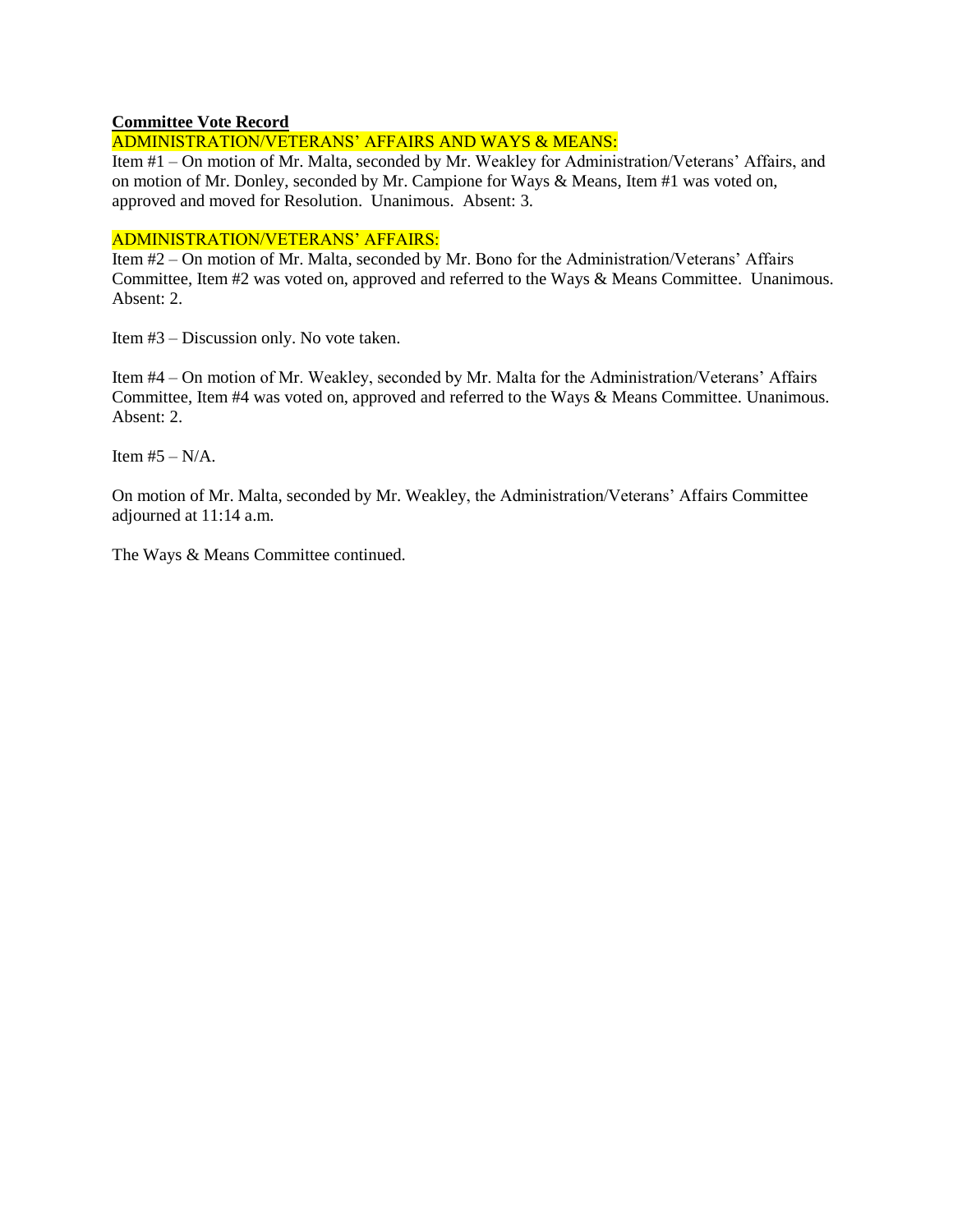**Committee Vote Record**

ADMINISTRATION/VETERANS' AFFAIRS AND WAYS & MEANS:

Item #1 – On motion of Mr. Malta, seconded by Mr. Weakley for Administration/Veterans' Affairs, and on motion of Mr. Donley, seconded by Mr. Campione for Ways & Means, Item #1 was voted on, approved and moved for Resolution. Unanimous. Absent: 3.

ADMINISTRATION/VETERANS' AFFAIRS:

Item #2 – On motion of Mr. Malta, seconded by Mr. Bono for the Administration/Veterans' Affairs Committee, Item #2 was voted on, approved and referred to the Ways & Means Committee. Unanimous. Absent: 2.

Item #3 – Discussion only. No vote taken.

Item #4 – On motion of Mr. Weakley, seconded by Mr. Malta for the Administration/Veterans' Affairs Committee, Item #4 was voted on, approved and referred to the Ways & Means Committee. Unanimous. Absent: 2.

Item #5 – N/A.

On motion of Mr. Malta, seconded by Mr. Weakley, the Administration/Veterans' Affairs Committee adjourned at 11:14 a.m.

The Ways & Means Committee continued.